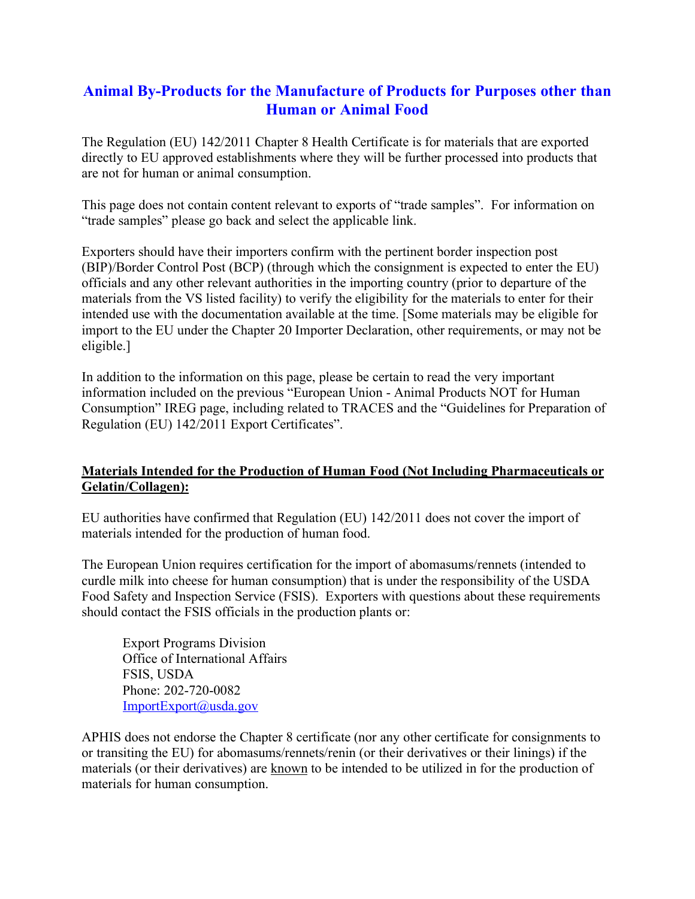# Animal By-Products for the Manufacture of Products for Purposes other than Human or Animal Food

The Regulation (EU) 142/2011 Chapter 8 Health Certificate is for materials that are exported directly to EU approved establishments where they will be further processed into products that are not for human or animal consumption.

This page does not contain content relevant to exports of "trade samples". For information on "trade samples" please go back and select the applicable link.

Exporters should have their importers confirm with the pertinent border inspection post (BIP)/Border Control Post (BCP) (through which the consignment is expected to enter the EU) officials and any other relevant authorities in the importing country (prior to departure of the materials from the VS listed facility) to verify the eligibility for the materials to enter for their intended use with the documentation available at the time. [Some materials may be eligible for import to the EU under the Chapter 20 Importer Declaration, other requirements, or may not be eligible.]

In addition to the information on this page, please be certain to read the very important information included on the previous "European Union - Animal Products NOT for Human Consumption" IREG page, including related to TRACES and the "Guidelines for Preparation of Regulation (EU) 142/2011 Export Certificates".

**Materials Intended for the Production of Human Food (Not Including Pharmaceuticals or Gelatin/Collagen):**

EU authorities have confirmed that Regulation (EU) 142/2011 does not cover the import of materials intended for the production of human food.

The European Union requires certification for the import of abomasums/rennets (intended to curdle milk into cheese for human consumption) that is under the responsibility of the USDA Food Safety and Inspection Service (FSIS). Exporters with questions about these requirements should contact the FSIS officials in the production plants or:

Export Programs Division
Office of International Affairs
FSIS, USDA
Phone: 202-720-0082
ImportExport@usda.gov

APHIS does not endorse the Chapter 8 certificate (nor any other certificate for consignments to or transiting the EU) for abomasums/rennets/renin (or their derivatives or their linings) if the materials (or their derivatives) are known to be intended to be utilized in for the production of materials for human consumption.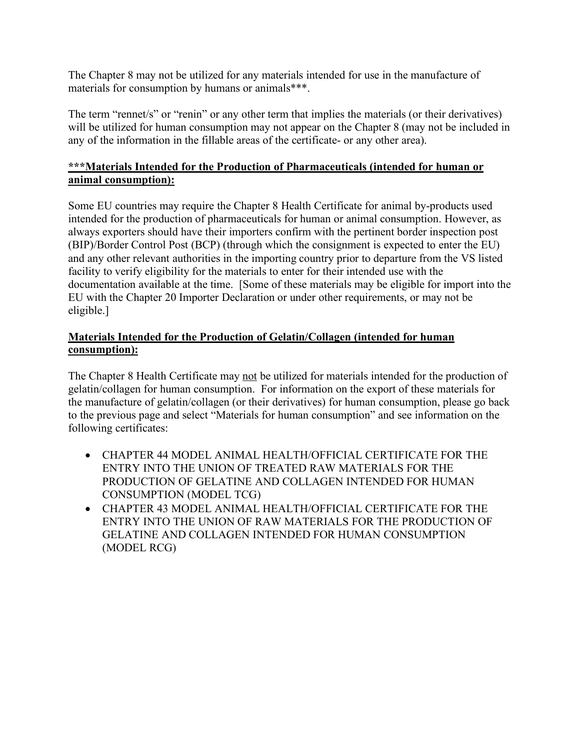The Chapter 8 may not be utilized for any materials intended for use in the manufacture of materials for consumption by humans or animals***.

The term "rennet/s" or "renin" or any other term that implies the materials (or their derivatives) will be utilized for human consumption may not appear on the Chapter 8 (may not be included in any of the information in the fillable areas of the certificate- or any other area).

**<u>***Materials Intended for the Production of Pharmaceuticals (intended for human or animal consumption):</u>**

Some EU countries may require the Chapter 8 Health Certificate for animal by-products used intended for the production of pharmaceuticals for human or animal consumption. However, as always exporters should have their importers confirm with the pertinent border inspection post (BIP)/Border Control Post (BCP) (through which the consignment is expected to enter the EU) and any other relevant authorities in the importing country prior to departure from the VS listed facility to verify eligibility for the materials to enter for their intended use with the documentation available at the time. [Some of these materials may be eligible for import into the EU with the Chapter 20 Importer Declaration or under other requirements, or may not be eligible.]

**<u>Materials Intended for the Production of Gelatin/Collagen (intended for human consumption):</u>**

The Chapter 8 Health Certificate may <u>not</u> be utilized for materials intended for the production of gelatin/collagen for human consumption. For information on the export of these materials for the manufacture of gelatin/collagen (or their derivatives) for human consumption, please go back to the previous page and select "Materials for human consumption" and see information on the following certificates:

- CHAPTER 44 MODEL ANIMAL HEALTH/OFFICIAL CERTIFICATE FOR THE ENTRY INTO THE UNION OF TREATED RAW MATERIALS FOR THE PRODUCTION OF GELATINE AND COLLAGEN INTENDED FOR HUMAN CONSUMPTION (MODEL TCG)
- CHAPTER 43 MODEL ANIMAL HEALTH/OFFICIAL CERTIFICATE FOR THE ENTRY INTO THE UNION OF RAW MATERIALS FOR THE PRODUCTION OF GELATINE AND COLLAGEN INTENDED FOR HUMAN CONSUMPTION (MODEL RCG)